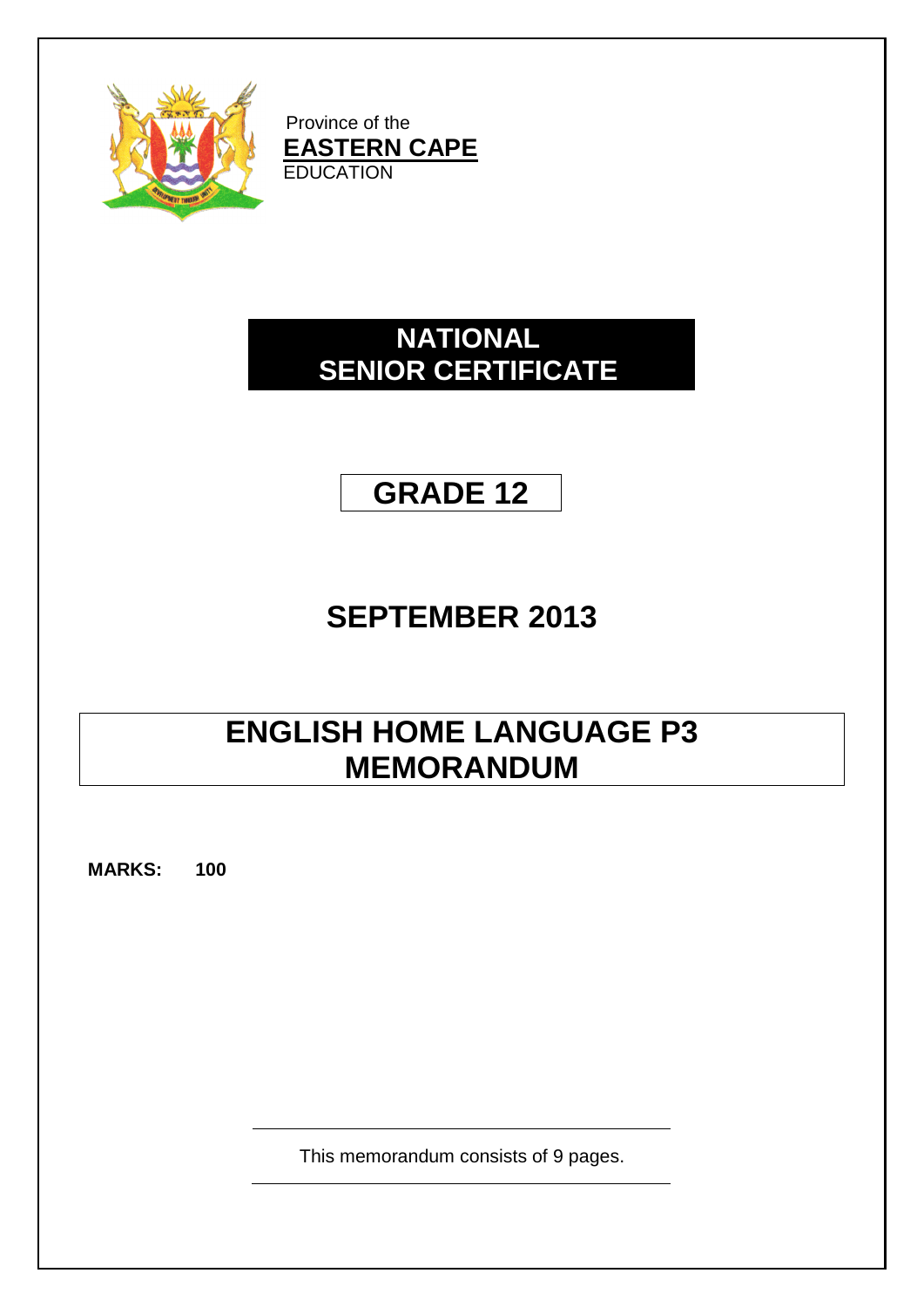Province of the
**EASTERN CAPE**
EDUCATION

# NATIONAL SENIOR CERTIFICATE

# GRADE 12

# SEPTEMBER 2013

# ENGLISH HOME LANGUAGE P3 MEMORANDUM

**MARKS: 100**

This memorandum consists of 9 pages.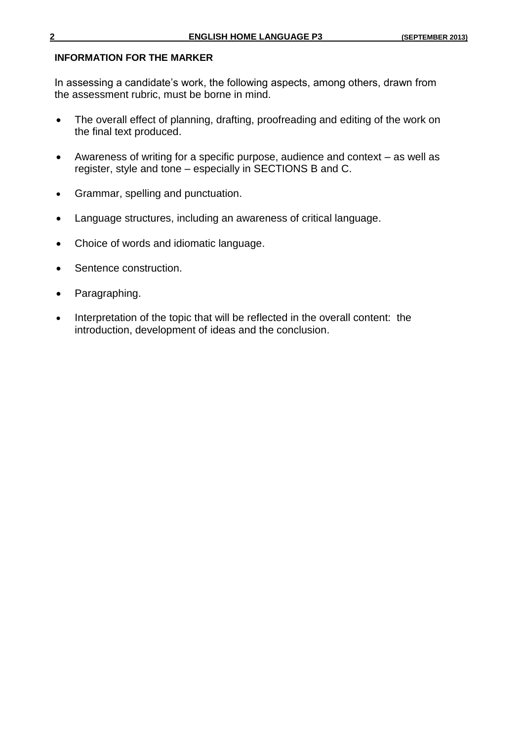**INFORMATION FOR THE MARKER**

In assessing a candidate's work, the following aspects, among others, drawn from the assessment rubric, must be borne in mind.

- The overall effect of planning, drafting, proofreading and editing of the work on the final text produced.
- Awareness of writing for a specific purpose, audience and context – as well as register, style and tone – especially in SECTIONS B and C.
- Grammar, spelling and punctuation.
- Language structures, including an awareness of critical language.
- Choice of words and idiomatic language.
- Sentence construction.
- Paragraphing.
- Interpretation of the topic that will be reflected in the overall content: the introduction, development of ideas and the conclusion.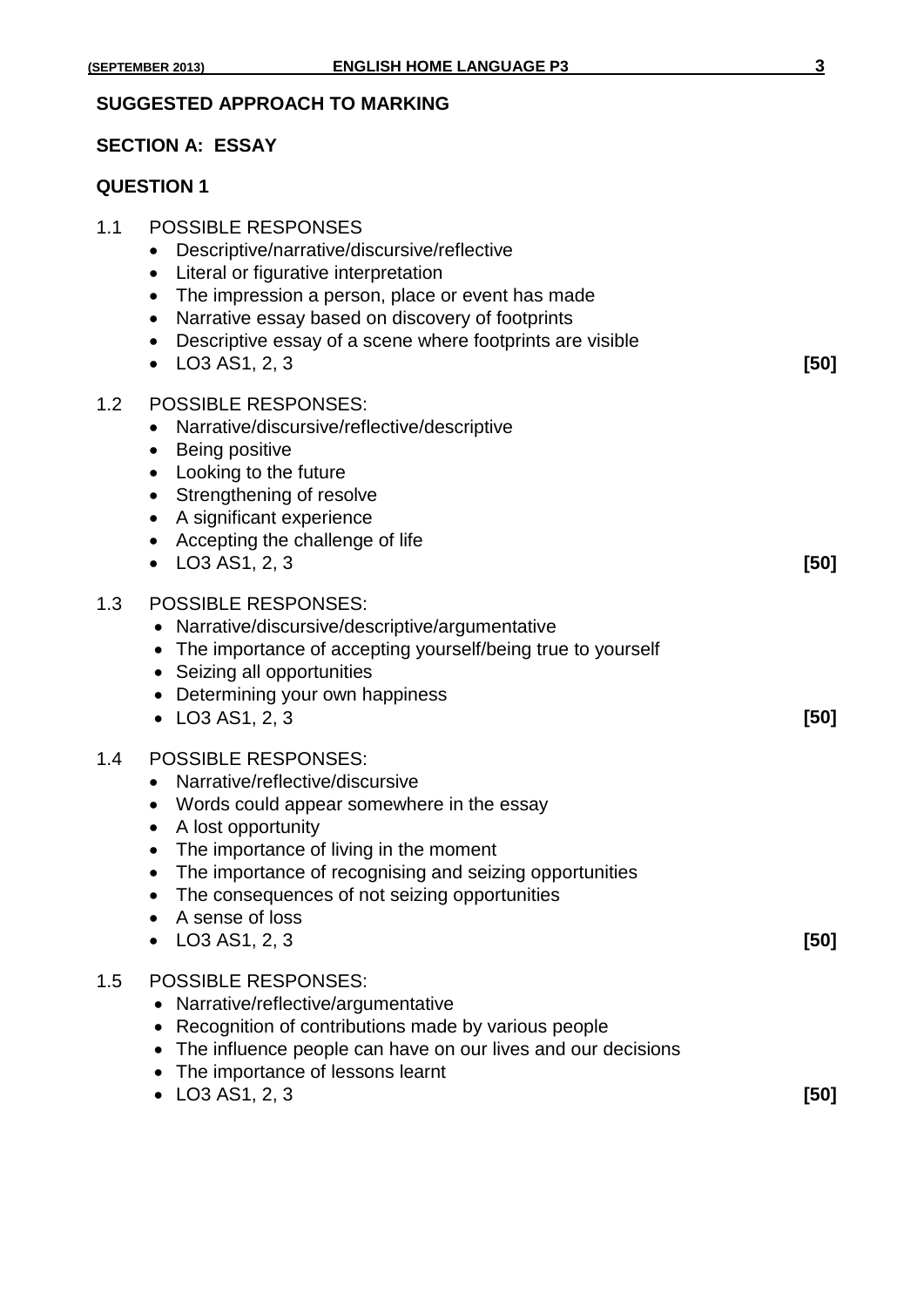## SUGGESTED APPROACH TO MARKING

### SECTION A: ESSAY

### QUESTION 1

1.1 POSSIBLE RESPONSES
- Descriptive/narrative/discursive/reflective
- Literal or figurative interpretation
- The impression a person, place or event has made
- Narrative essay based on discovery of footprints
- Descriptive essay of a scene where footprints are visible
- LO3 AS1, 2, 3 **[50]**

1.2 POSSIBLE RESPONSES:
- Narrative/discursive/reflective/descriptive
- Being positive
- Looking to the future
- Strengthening of resolve
- A significant experience
- Accepting the challenge of life
- LO3 AS1, 2, 3 **[50]**

1.3 POSSIBLE RESPONSES:
- Narrative/discursive/descriptive/argumentative
- The importance of accepting yourself/being true to yourself
- Seizing all opportunities
- Determining your own happiness
- LO3 AS1, 2, 3 **[50]**

1.4 POSSIBLE RESPONSES:
- Narrative/reflective/discursive
- Words could appear somewhere in the essay
- A lost opportunity
- The importance of living in the moment
- The importance of recognising and seizing opportunities
- The consequences of not seizing opportunities
- A sense of loss
- LO3 AS1, 2, 3 **[50]**

1.5 POSSIBLE RESPONSES:
- Narrative/reflective/argumentative
- Recognition of contributions made by various people
- The influence people can have on our lives and our decisions
- The importance of lessons learnt
- LO3 AS1, 2, 3 **[50]**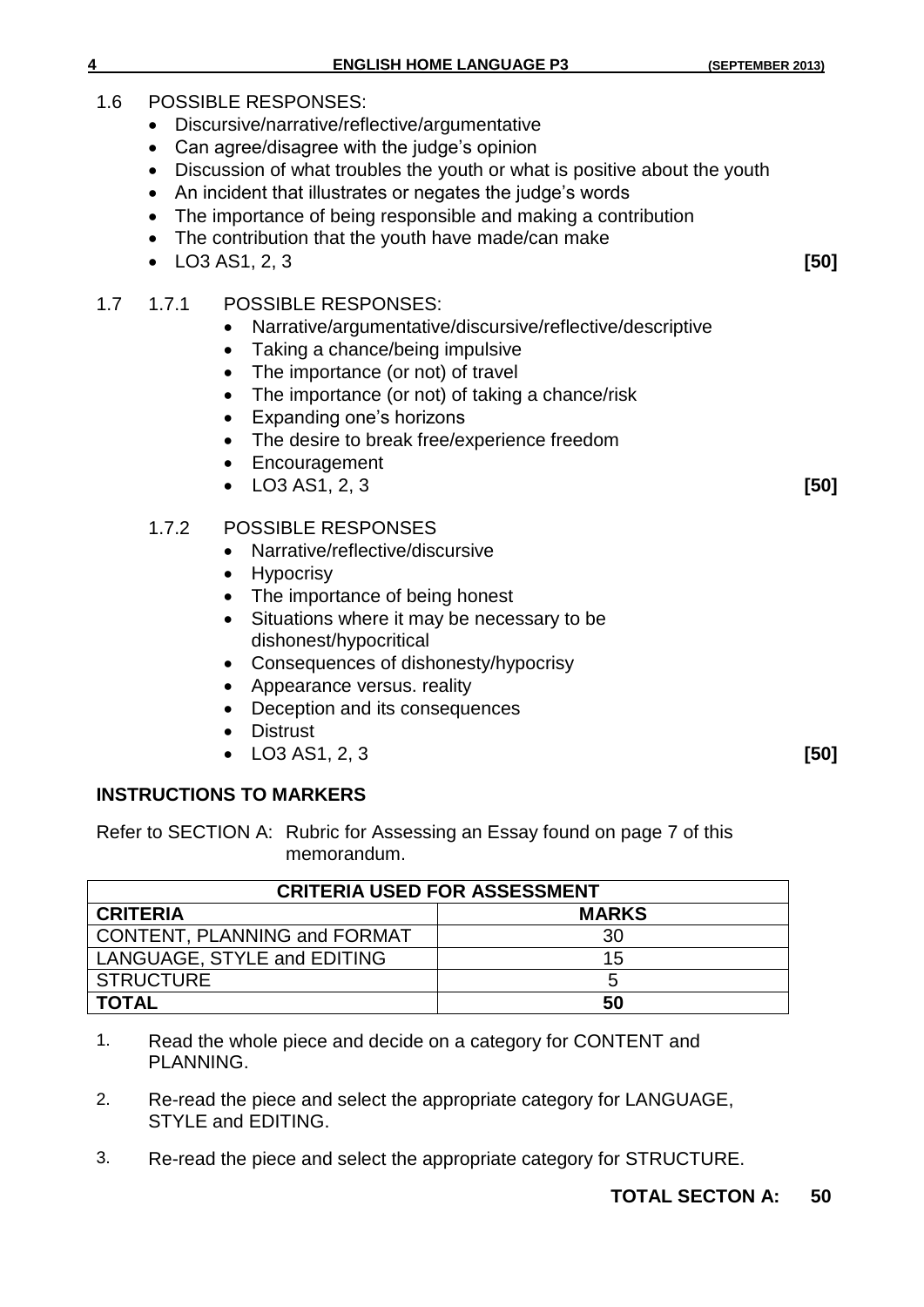1.6 POSSIBLE RESPONSES:

- Discursive/narrative/reflective/argumentative
- Can agree/disagree with the judge's opinion
- Discussion of what troubles the youth or what is positive about the youth
- An incident that illustrates or negates the judge's words
- The importance of being responsible and making a contribution
- The contribution that the youth have made/can make
- LO3 AS1, 2, 3 **[50]**

1.7 1.7.1 POSSIBLE RESPONSES:

- Narrative/argumentative/discursive/reflective/descriptive
- Taking a chance/being impulsive
- The importance (or not) of travel
- The importance (or not) of taking a chance/risk
- Expanding one's horizons
- The desire to break free/experience freedom
- Encouragement
- LO3 AS1, 2, 3 **[50]**

1.7.2 POSSIBLE RESPONSES

- Narrative/reflective/discursive
- Hypocrisy
- The importance of being honest
- Situations where it may be necessary to be dishonest/hypocritical
- Consequences of dishonesty/hypocrisy
- Appearance versus. reality
- Deception and its consequences
- Distrust
- LO3 AS1, 2, 3 **[50]**

**INSTRUCTIONS TO MARKERS**

Refer to SECTION A: Rubric for Assessing an Essay found on page 7 of this memorandum.

| **CRITERIA USED FOR ASSESSMENT** | |
|---|---|
| **CRITERIA** | **MARKS** |
| CONTENT, PLANNING and FORMAT | 30 |
| LANGUAGE, STYLE and EDITING | 15 |
| STRUCTURE | 5 |
| **TOTAL** | **50** |

1. Read the whole piece and decide on a category for CONTENT and PLANNING.
2. Re-read the piece and select the appropriate category for LANGUAGE, STYLE and EDITING.
3. Re-read the piece and select the appropriate category for STRUCTURE.

**TOTAL SECTON A: 50**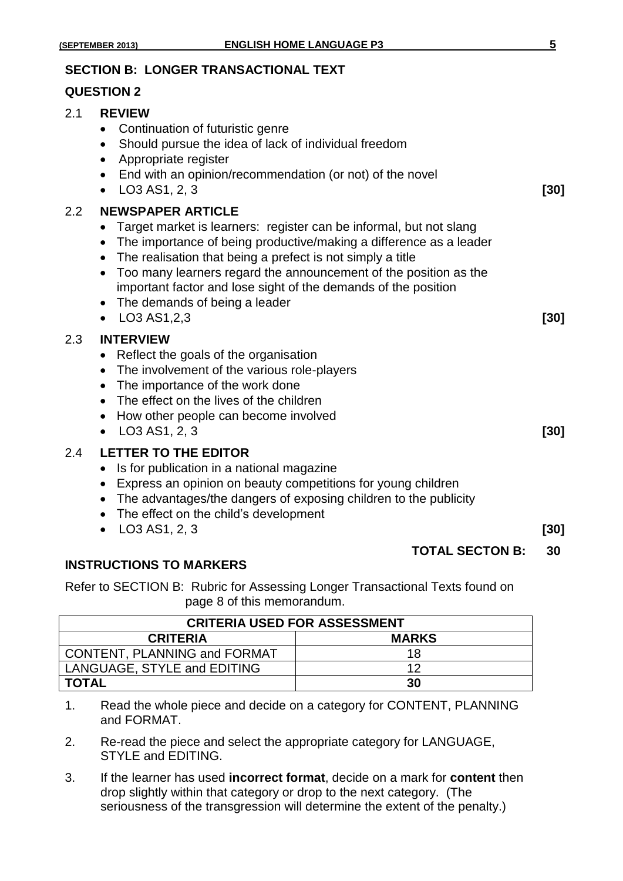## SECTION B: LONGER TRANSACTIONAL TEXT

### QUESTION 2

2.1 **REVIEW**

- Continuation of futuristic genre
- Should pursue the idea of lack of individual freedom
- Appropriate register
- End with an opinion/recommendation (or not) of the novel
- LO3 AS1, 2, 3 **[30]**

2.2 **NEWSPAPER ARTICLE**

- Target market is learners: register can be informal, but not slang
- The importance of being productive/making a difference as a leader
- The realisation that being a prefect is not simply a title
- Too many learners regard the announcement of the position as the important factor and lose sight of the demands of the position
- The demands of being a leader
- LO3 AS1,2,3 **[30]**

2.3 **INTERVIEW**

- Reflect the goals of the organisation
- The involvement of the various role-players
- The importance of the work done
- The effect on the lives of the children
- How other people can become involved
- LO3 AS1, 2, 3 **[30]**

2.4 **LETTER TO THE EDITOR**

- Is for publication in a national magazine
- Express an opinion on beauty competitions for young children
- The advantages/the dangers of exposing children to the publicity
- The effect on the child's development
- LO3 AS1, 2, 3 **[30]**

**TOTAL SECTON B: 30**

### INSTRUCTIONS TO MARKERS

Refer to SECTION B: Rubric for Assessing Longer Transactional Texts found on page 8 of this memorandum.

| CRITERIA USED FOR ASSESSMENT | |
|---|---|
| **CRITERIA** | **MARKS** |
| CONTENT, PLANNING and FORMAT | 18 |
| LANGUAGE, STYLE and EDITING | 12 |
| **TOTAL** | **30** |

1. Read the whole piece and decide on a category for CONTENT, PLANNING and FORMAT.
2. Re-read the piece and select the appropriate category for LANGUAGE, STYLE and EDITING.
3. If the learner has used **incorrect format**, decide on a mark for **content** then drop slightly within that category or drop to the next category. (The seriousness of the transgression will determine the extent of the penalty.)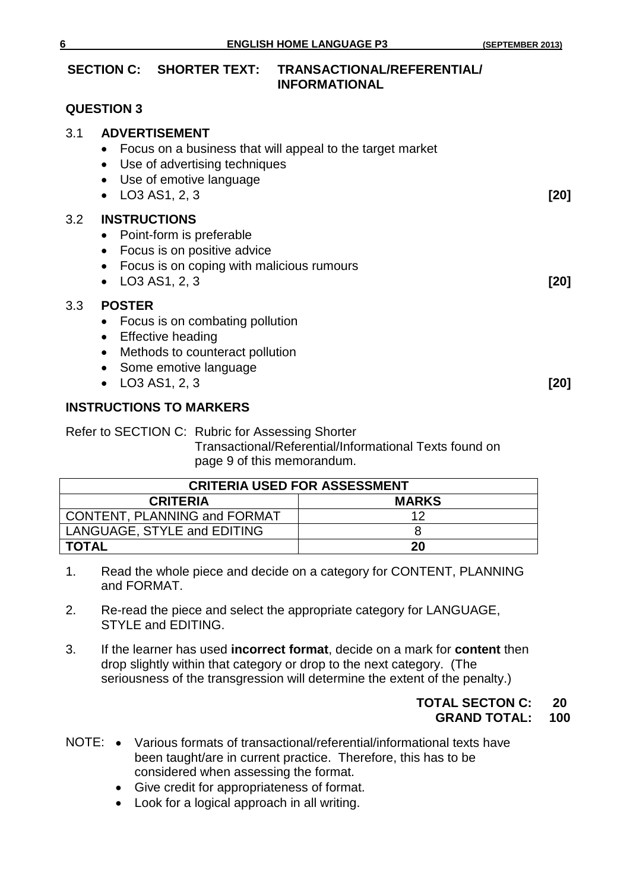## SECTION C: SHORTER TEXT: TRANSACTIONAL/REFERENTIAL/ INFORMATIONAL

### QUESTION 3

3.1 **ADVERTISEMENT**

- Focus on a business that will appeal to the target market
- Use of advertising techniques
- Use of emotive language
- LO3 AS1, 2, 3 **[20]**

3.2 **INSTRUCTIONS**

- Point-form is preferable
- Focus is on positive advice
- Focus is on coping with malicious rumours
- LO3 AS1, 2, 3 **[20]**

3.3 **POSTER**

- Focus is on combating pollution
- Effective heading
- Methods to counteract pollution
- Some emotive language
- LO3 AS1, 2, 3 **[20]**

### INSTRUCTIONS TO MARKERS

Refer to SECTION C: Rubric for Assessing Shorter Transactional/Referential/Informational Texts found on page 9 of this memorandum.

| CRITERIA USED FOR ASSESSMENT | |
|---|---|
| **CRITERIA** | **MARKS** |
| CONTENT, PLANNING and FORMAT | 12 |
| LANGUAGE, STYLE and EDITING | 8 |
| **TOTAL** | **20** |

1. Read the whole piece and decide on a category for CONTENT, PLANNING and FORMAT.
2. Re-read the piece and select the appropriate category for LANGUAGE, STYLE and EDITING.
3. If the learner has used **incorrect format**, decide on a mark for **content** then drop slightly within that category or drop to the next category. (The seriousness of the transgression will determine the extent of the penalty.)

**TOTAL SECTON C: 20**
**GRAND TOTAL: 100**

NOTE:
- Various formats of transactional/referential/informational texts have been taught/are in current practice. Therefore, this has to be considered when assessing the format.
- Give credit for appropriateness of format.
- Look for a logical approach in all writing.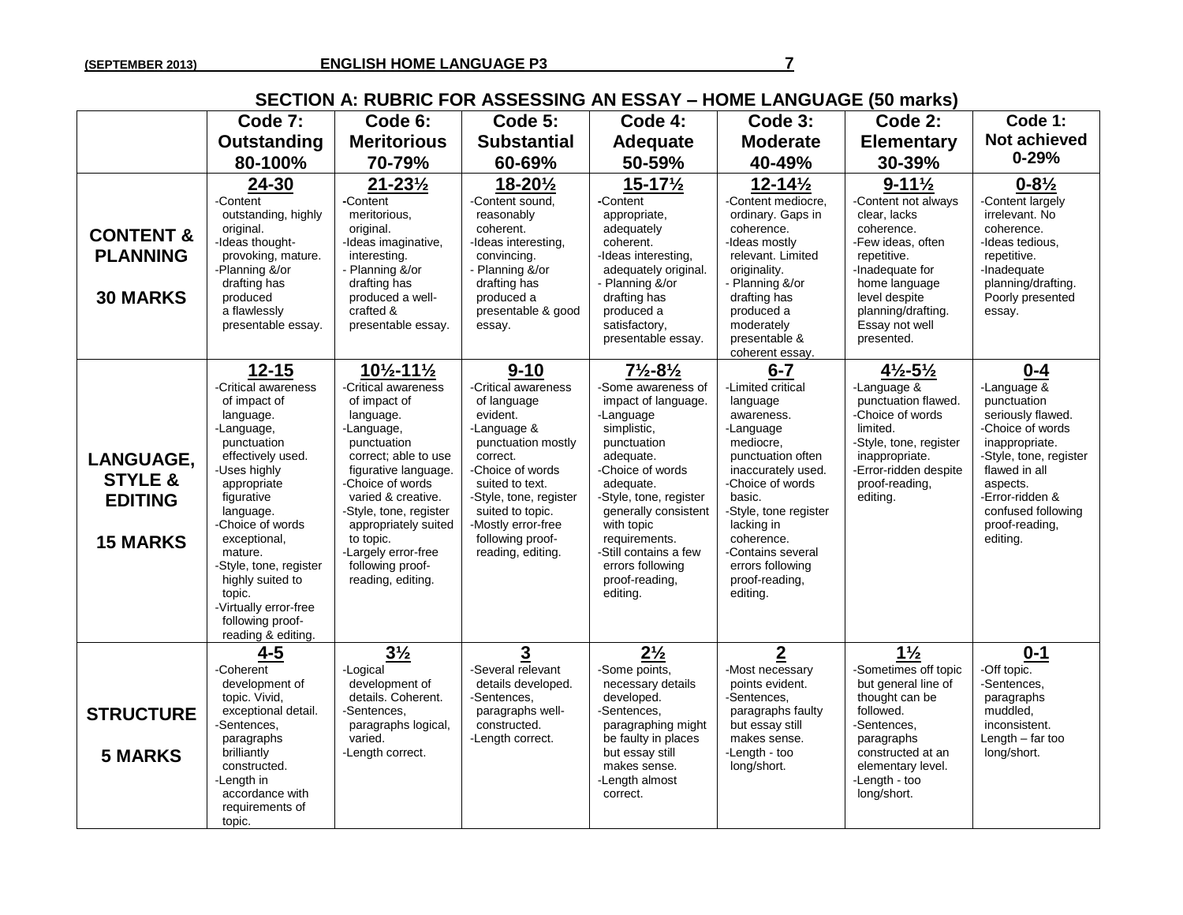## SECTION A: RUBRIC FOR ASSESSING AN ESSAY – HOME LANGUAGE (50 marks)

| | Code 7: Outstanding 80-100% | Code 6: Meritorious 70-79% | Code 5: Substantial 60-69% | Code 4: Adequate 50-59% | Code 3: Moderate 40-49% | Code 2: Elementary 30-39% | Code 1: Not achieved 0-29% |
|---|---|---|---|---|---|---|---|
| **CONTENT & PLANNING** **30 MARKS** | **24-30** -Content outstanding, highly original. -Ideas thought-provoking, mature. -Planning &/or drafting has produced a flawlessly presentable essay. | **21-23½** -Content meritorious, original. -Ideas imaginative, interesting. - Planning &/or drafting has produced a well-crafted & presentable essay. | **18-20½** -Content sound, reasonably coherent. -Ideas interesting, convincing. - Planning &/or drafting has produced a presentable & good essay. | **15-17½** -Content appropriate, adequately coherent. -Ideas interesting, adequately original. - Planning &/or drafting has produced a satisfactory, presentable essay. | **12-14½** -Content mediocre, ordinary. Gaps in coherence. -Ideas mostly relevant. Limited originality. - Planning &/or drafting has produced a moderately presentable & coherent essay. | **9-11½** -Content not always clear, lacks coherence. -Few ideas, often repetitive. -Inadequate for home language level despite planning/drafting. Essay not well presented. | **0-8½** -Content largely irrelevant. No coherence. -Ideas tedious, repetitive. -Inadequate planning/drafting. Poorly presented essay. |
| **LANGUAGE, STYLE & EDITING** **15 MARKS** | **12-15** -Critical awareness of impact of language. -Language, punctuation effectively used. -Uses highly appropriate figurative language. -Choice of words exceptional, mature. -Style, tone, register highly suited to topic. -Virtually error-free following proof-reading & editing. | **10½-11½** -Critical awareness of impact of language. -Language, punctuation correct; able to use figurative language. -Choice of words varied & creative. -Style, tone, register appropriately suited to topic. -Largely error-free following proof-reading, editing. | **9-10** -Critical awareness of language evident. -Language & punctuation mostly correct. -Choice of words suited to text. -Style, tone, register suited to topic. -Mostly error-free following proof-reading, editing. | **7½-8½** -Some awareness of impact of language. -Language simplistic, punctuation adequate. -Choice of words adequate. -Style, tone, register generally consistent with topic requirements. -Still contains a few errors following proof-reading, editing. | **6-7** -Limited critical language awareness. -Language mediocre, punctuation often inaccurately used. -Choice of words basic. -Style, tone register lacking in coherence. -Contains several errors following proof-reading, editing. | **4½-5½** -Language & punctuation flawed. -Choice of words limited. -Style, tone, register inappropriate. -Error-ridden despite proof-reading, editing. | **0-4** -Language & punctuation seriously flawed. -Choice of words inappropriate. -Style, tone, register flawed in all aspects. -Error-ridden & confused following proof-reading, editing. |
| **STRUCTURE** **5 MARKS** | **4-5** -Coherent development of topic. Vivid, exceptional detail. -Sentences, paragraphs brilliantly constructed. -Length in accordance with requirements of topic. | **3½** -Logical development of details. Coherent. -Sentences, paragraphs logical, varied. -Length correct. | **3** -Several relevant details developed. -Sentences, paragraphs well-constructed. -Length correct. | **2½** -Some points, necessary details developed. -Sentences, paragraphing might be faulty in places but essay still makes sense. -Length almost correct. | **2** -Most necessary points evident. -Sentences, paragraphs faulty but essay still makes sense. -Length - too long/short. | **1½** -Sometimes off topic but general line of thought can be followed. -Sentences, paragraphs constructed at an elementary level. -Length - too long/short. | **0-1** -Off topic. -Sentences, paragraphs muddled, inconsistent. Length – far too long/short. |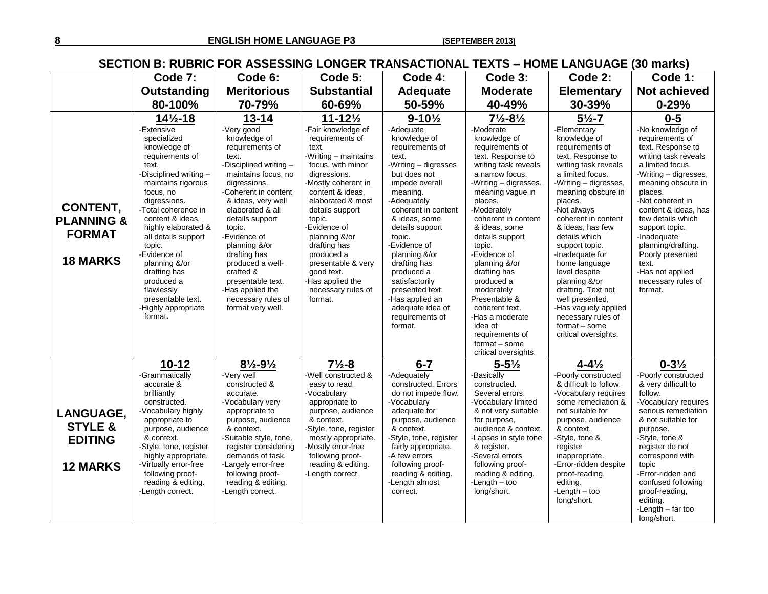## SECTION B: RUBRIC FOR ASSESSING LONGER TRANSACTIONAL TEXTS – HOME LANGUAGE (30 marks)

| | Code 7: Outstanding 80-100% | Code 6: Meritorious 70-79% | Code 5: Substantial 60-69% | Code 4: Adequate 50-59% | Code 3: Moderate 40-49% | Code 2: Elementary 30-39% | Code 1: Not achieved 0-29% |
|---|---|---|---|---|---|---|---|
| **CONTENT, PLANNING & FORMAT** **18 MARKS** | **14½-18** -Extensive specialized knowledge of requirements of text. -Disciplined writing – maintains rigorous focus, no digressions. -Total coherence in content & ideas, highly elaborated & all details support topic. -Evidence of planning &/or drafting has produced a flawlessly presentable text. -Highly appropriate format**.** | **13-14** -Very good knowledge of requirements of text. -Disciplined writing – maintains focus, no digressions. -Coherent in content & ideas, very well elaborated & all details support topic. -Evidence of planning &/or drafting has produced a well-crafted & presentable text. -Has applied the necessary rules of format very well. | **11-12½** -Fair knowledge of requirements of text. -Writing – maintains focus, with minor digressions. -Mostly coherent in content & ideas, elaborated & most details support topic. -Evidence of planning &/or drafting has produced a presentable & very good text. -Has applied the necessary rules of format. | **9-10½** -Adequate knowledge of requirements of text. -Writing – digresses but does not impede overall meaning. -Adequately coherent in content & ideas, some details support topic. -Evidence of planning &/or drafting has produced a satisfactorily presented text. -Has applied an adequate idea of requirements of format. | **7½-8½** -Moderate knowledge of requirements of text. Response to writing task reveals a narrow focus. -Writing – digresses, meaning vague in places. -Moderately coherent in content & ideas, some details support topic. -Evidence of planning &/or drafting has produced a moderately Presentable & coherent text. -Has a moderate idea of requirements of format – some critical oversights. | **5½-7** -Elementary knowledge of requirements of text. Response to writing task reveals a limited focus. -Writing – digresses, meaning obscure in places. -Not always coherent in content & ideas, has few details which support topic. -Inadequate for home language level despite planning &/or drafting. Text not well presented, -Has vaguely applied necessary rules of format – some critical oversights. | **0-5** -No knowledge of requirements of text. Response to writing task reveals a limited focus. -Writing – digresses, meaning obscure in places. -Not coherent in content & ideas, has few details which support topic. -Inadequate planning/drafting. Poorly presented text. -Has not applied necessary rules of format. |
| **LANGUAGE, STYLE & EDITING** **12 MARKS** | **10-12** -Grammatically accurate & brilliantly constructed. -Vocabulary highly appropriate to purpose, audience & context. -Style, tone, register highly appropriate. -Virtually error-free following proof-reading & editing. -Length correct. | **8½-9½** -Very well constructed & accurate. -Vocabulary very appropriate to purpose, audience & context. -Suitable style, tone, register considering demands of task. -Largely error-free following proof-reading & editing. -Length correct. | **7½-8** -Well constructed & easy to read. -Vocabulary appropriate to purpose, audience & context. -Style, tone, register mostly appropriate. -Mostly error-free following proof-reading & editing. -Length correct. | **6-7** -Adequately constructed. Errors do not impede flow. -Vocabulary adequate for purpose, audience & context. -Style, tone, register fairly appropriate. -A few errors following proof-reading & editing. -Length almost correct. | **5-5½** -Basically constructed. Several errors. -Vocabulary limited & not very suitable for purpose, audience & context. -Lapses in style tone & register. -Several errors following proof-reading & editing. -Length – too long/short. | **4-4½** -Poorly constructed & difficult to follow. -Vocabulary requires some remediation & not suitable for purpose, audience & context. -Style, tone & register inappropriate. -Error-ridden despite proof-reading, editing. -Length – too long/short. | **0-3½** -Poorly constructed & very difficult to follow. -Vocabulary requires serious remediation & not suitable for purpose. -Style, tone & register do not correspond with topic -Error-ridden and confused following proof-reading, editing. -Length – far too long/short. |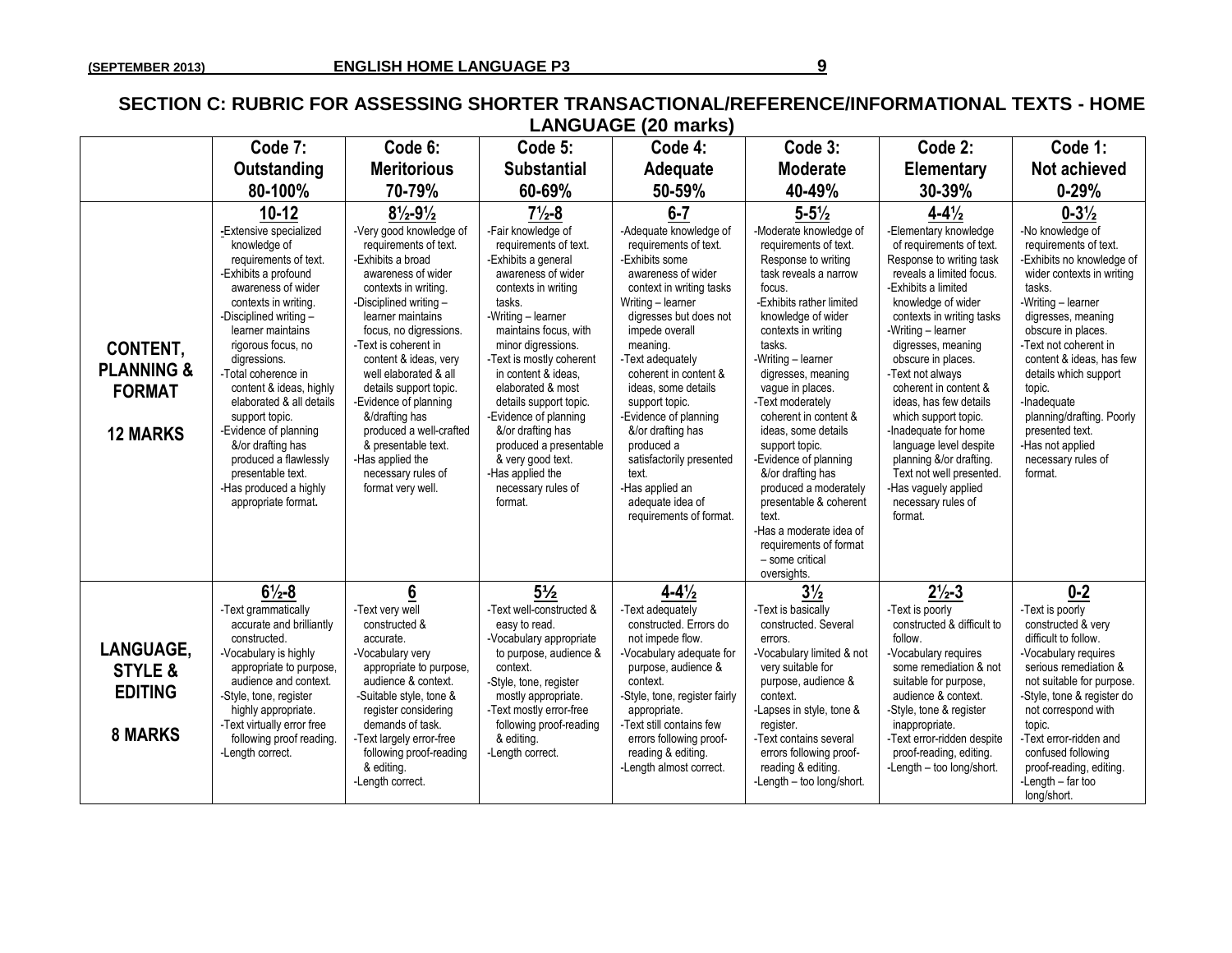## SECTION C: RUBRIC FOR ASSESSING SHORTER TRANSACTIONAL/REFERENCE/INFORMATIONAL TEXTS - HOME LANGUAGE (20 marks)

| | Code 7: Outstanding 80-100% | Code 6: Meritorious 70-79% | Code 5: Substantial 60-69% | Code 4: Adequate 50-59% | Code 3: Moderate 40-49% | Code 2: Elementary 30-39% | Code 1: Not achieved 0-29% |
|---|---|---|---|---|---|---|---|
| **CONTENT, PLANNING & FORMAT** **12 MARKS** | **10-12** -Extensive specialized knowledge of requirements of text. -Exhibits a profound awareness of wider contexts in writing. -Disciplined writing – learner maintains rigorous focus, no digressions. -Total coherence in content & ideas, highly elaborated & all details support topic. -Evidence of planning &/or drafting has produced a flawlessly presentable text. -Has produced a highly appropriate format. | **8½-9½** -Very good knowledge of requirements of text. -Exhibits a broad awareness of wider contexts in writing. -Disciplined writing – learner maintains focus, no digressions. -Text is coherent in content & ideas, very well elaborated & all details support topic. -Evidence of planning &/drafting has produced a well-crafted & presentable text. -Has applied the necessary rules of format very well. | **7½-8** -Fair knowledge of requirements of text. -Exhibits a general awareness of wider contexts in writing tasks. -Writing – learner maintains focus, with minor digressions. -Text is mostly coherent in content & ideas, elaborated & most details support topic. -Evidence of planning &/or drafting has produced a presentable & very good text. -Has applied the necessary rules of format. | **6-7** -Adequate knowledge of requirements of text. -Exhibits some awareness of wider context in writing tasks Writing – learner digresses but does not impede overall meaning. -Text adequately coherent in content & ideas, some details support topic. -Evidence of planning &/or drafting has produced a satisfactorily presented text. -Has applied an adequate idea of requirements of format. | **5-5½** -Moderate knowledge of requirements of text. Response to writing task reveals a narrow focus. -Exhibits rather limited knowledge of wider contexts in writing tasks. -Writing – learner digresses, meaning vague in places. -Text moderately coherent in content & ideas, some details support topic. -Evidence of planning &/or drafting has produced a moderately presentable & coherent text. -Has a moderate idea of requirements of format – some critical oversights. | **4-4½** -Elementary knowledge of requirements of text. Response to writing task reveals a limited focus. -Exhibits a limited knowledge of wider contexts in writing tasks -Writing – learner digresses, meaning obscure in places. -Text not always coherent in content & ideas, has few details which support topic. -Inadequate for home language level despite planning &/or drafting. Text not well presented. -Has vaguely applied necessary rules of format. | **0-3½** -No knowledge of requirements of text. -Exhibits no knowledge of wider contexts in writing tasks. -Writing – learner digresses, meaning obscure in places. -Text not coherent in content & ideas, has few details which support topic. -Inadequate planning/drafting. Poorly presented text. -Has not applied necessary rules of format. |
| **LANGUAGE, STYLE & EDITING** **8 MARKS** | **6½-8** -Text grammatically accurate and brilliantly constructed. -Vocabulary is highly appropriate to purpose, audience and context. -Style, tone, register highly appropriate. -Text virtually error free following proof reading. -Length correct. | **6** -Text very well constructed & accurate. -Vocabulary very appropriate to purpose, audience & context. -Suitable style, tone & register considering demands of task. -Text largely error-free following proof-reading & editing. -Length correct. | **5½** -Text well-constructed & easy to read. -Vocabulary appropriate to purpose, audience & context. -Style, tone, register mostly appropriate. -Text mostly error-free following proof-reading & editing. -Length correct. | **4-4½** -Text adequately constructed. Errors do not impede flow. -Vocabulary adequate for purpose, audience & context. -Style, tone, register fairly appropriate. -Text still contains few errors following proof-reading & editing. -Length almost correct. | **3½** -Text is basically constructed. Several errors. -Vocabulary limited & not very suitable for purpose, audience & context. -Lapses in style, tone & register. -Text contains several errors following proof-reading & editing. -Length – too long/short. | **2½-3** -Text is poorly constructed & difficult to follow. -Vocabulary requires some remediation & not suitable for purpose, audience & context. -Style, tone & register inappropriate. -Text error-ridden despite proof-reading, editing. -Length – too long/short. | **0-2** -Text is poorly constructed & very difficult to follow. -Vocabulary requires serious remediation & not suitable for purpose. -Style, tone & register do not correspond with topic. -Text error-ridden and confused following proof-reading, editing. -Length – far too long/short. |